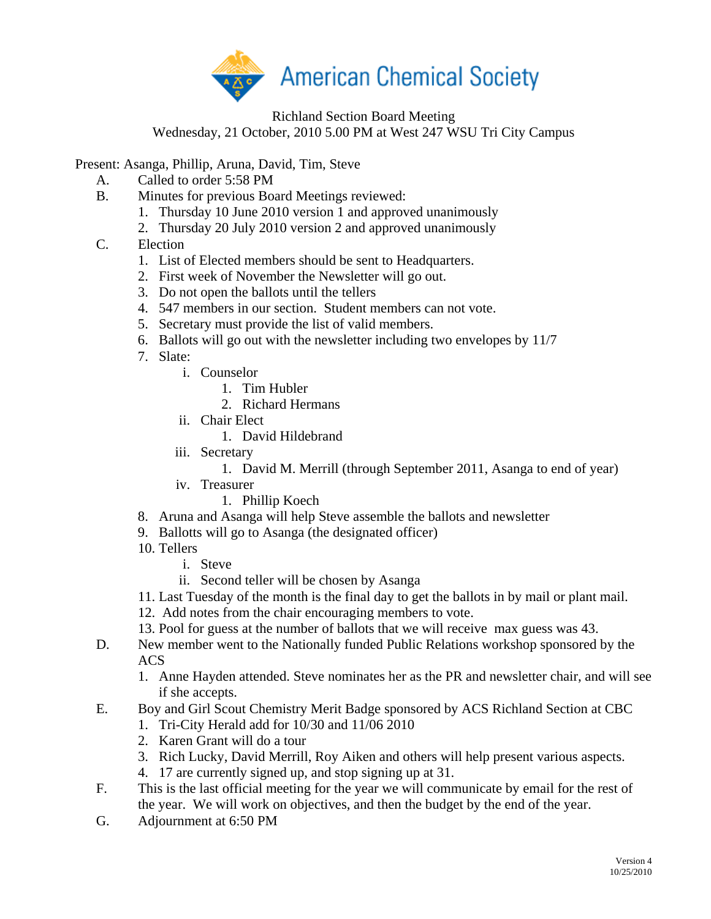American Chemical Society

Richland Section Board Meeting
Wednesday, 21 October, 2010 5.00 PM at West 247 WSU Tri City Campus

Present: Asanga, Phillip, Aruna, David, Tim, Steve

A. Called to order 5:58 PM
B. Minutes for previous Board Meetings reviewed:
   1. Thursday 10 June 2010 version 1 and approved unanimously
   2. Thursday 20 July 2010 version 2 and approved unanimously
C. Election
   1. List of Elected members should be sent to Headquarters.
   2. First week of November the Newsletter will go out.
   3. Do not open the ballots until the tellers
   4. 547 members in our section. Student members can not vote.
   5. Secretary must provide the list of valid members.
   6. Ballots will go out with the newsletter including two envelopes by 11/7
   7. Slate:
      i. Counselor
         1. Tim Hubler
         2. Richard Hermans
      ii. Chair Elect
         1. David Hildebrand
      iii. Secretary
         1. David M. Merrill (through September 2011, Asanga to end of year)
      iv. Treasurer
         1. Phillip Koech
   8. Aruna and Asanga will help Steve assemble the ballots and newsletter
   9. Ballotts will go to Asanga (the designated officer)
   10. Tellers
      i. Steve
      ii. Second teller will be chosen by Asanga
   11. Last Tuesday of the month is the final day to get the ballots in by mail or plant mail.
   12. Add notes from the chair encouraging members to vote.
   13. Pool for guess at the number of ballots that we will receive max guess was 43.
D. New member went to the Nationally funded Public Relations workshop sponsored by the ACS
   1. Anne Hayden attended. Steve nominates her as the PR and newsletter chair, and will see if she accepts.
E. Boy and Girl Scout Chemistry Merit Badge sponsored by ACS Richland Section at CBC
   1. Tri-City Herald add for 10/30 and 11/06 2010
   2. Karen Grant will do a tour
   3. Rich Lucky, David Merrill, Roy Aiken and others will help present various aspects.
   4. 17 are currently signed up, and stop signing up at 31.
F. This is the last official meeting for the year we will communicate by email for the rest of the year. We will work on objectives, and then the budget by the end of the year.
G. Adjournment at 6:50 PM

Version 4
10/25/2010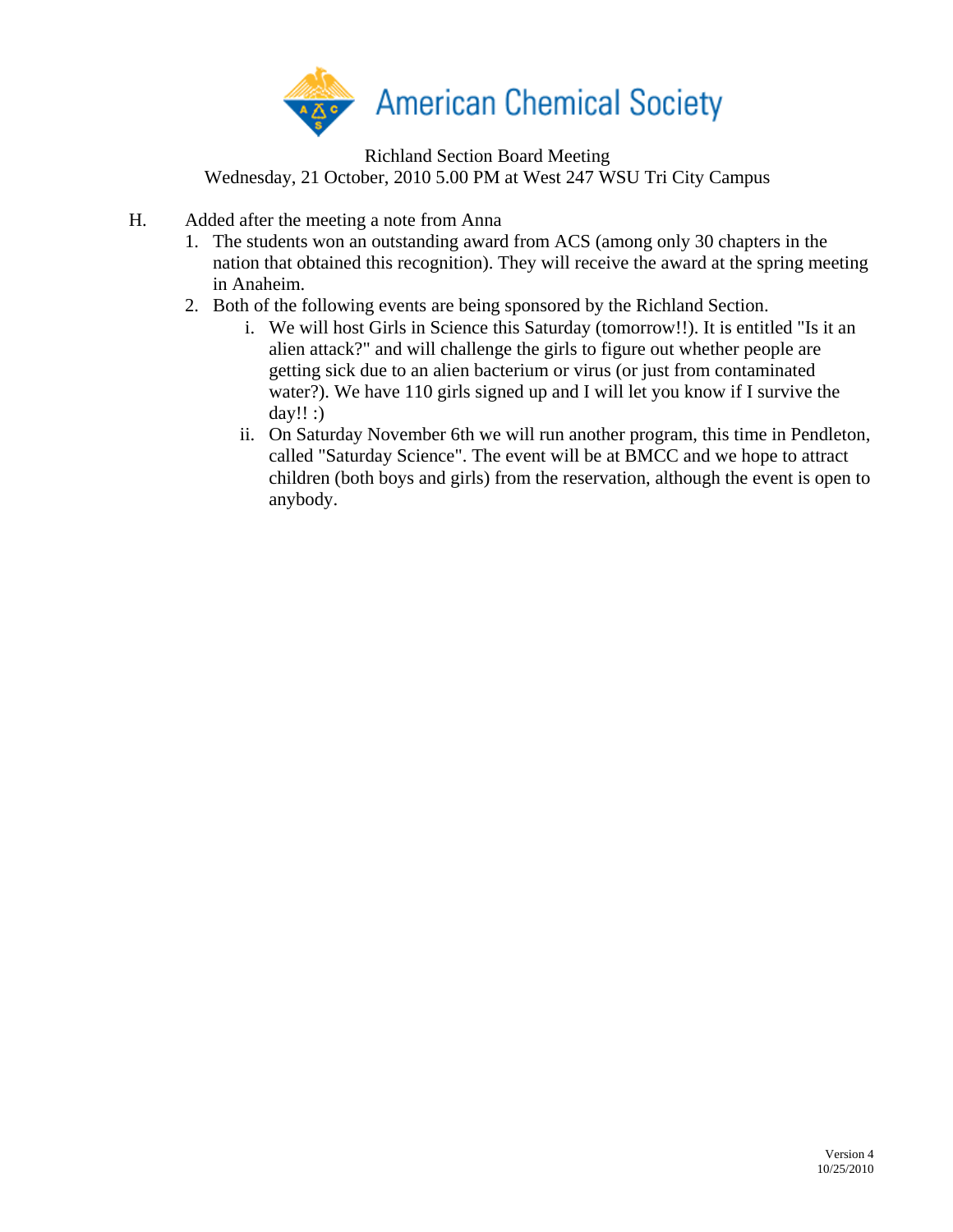Richland Section Board Meeting
Wednesday, 21 October, 2010 5.00 PM at West 247 WSU Tri City Campus

H. Added after the meeting a note from Anna

1. The students won an outstanding award from ACS (among only 30 chapters in the nation that obtained this recognition). They will receive the award at the spring meeting in Anaheim.
2. Both of the following events are being sponsored by the Richland Section.
   - i. We will host Girls in Science this Saturday (tomorrow!!). It is entitled "Is it an alien attack?" and will challenge the girls to figure out whether people are getting sick due to an alien bacterium or virus (or just from contaminated water?). We have 110 girls signed up and I will let you know if I survive the day!! :)
   - ii. On Saturday November 6th we will run another program, this time in Pendleton, called "Saturday Science". The event will be at BMCC and we hope to attract children (both boys and girls) from the reservation, although the event is open to anybody.

Version 4
10/25/2010